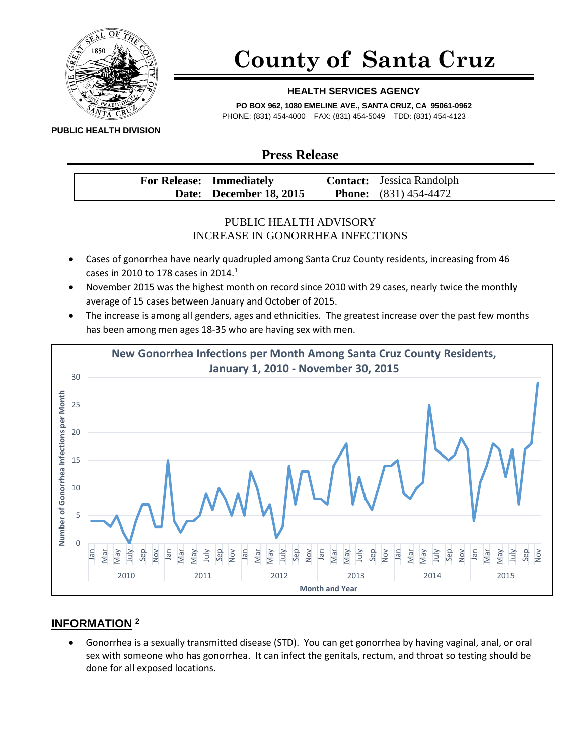**County of Santa Cruz**

**HEALTH SERVICES AGENCY**

**PO BOX 962, 1080 EMELINE AVE., SANTA CRUZ, CA 95061-0962**

PHONE: (831) 454-4000 FAX: (831) 454-5049 TDD: (831) 454-4123

**PUBLIC HEALTH DIVISION**

## Press Release

| | |
|---|---|
| **For Release: Immediately** | **Contact:** Jessica Randolph |
| **Date: December 18, 2015** | **Phone:** (831) 454-4472 |

PUBLIC HEALTH ADVISORY
INCREASE IN GONORRHEA INFECTIONS

- Cases of gonorrhea have nearly quadrupled among Santa Cruz County residents, increasing from 46 cases in 2010 to 178 cases in 2014.[1]
- November 2015 was the highest month on record since 2010 with 29 cases, nearly twice the monthly average of 15 cases between January and October of 2015.
- The increase is among all genders, ages and ethnicities. The greatest increase over the past few months has been among men ages 18-35 who are having sex with men.

**New Gonorrhea Infections per Month Among Santa Cruz County Residents, January 1, 2010 - November 30, 2015**

## INFORMATION [2]

- Gonorrhea is a sexually transmitted disease (STD). You can get gonorrhea by having vaginal, anal, or oral sex with someone who has gonorrhea. It can infect the genitals, rectum, and throat so testing should be done for all exposed locations.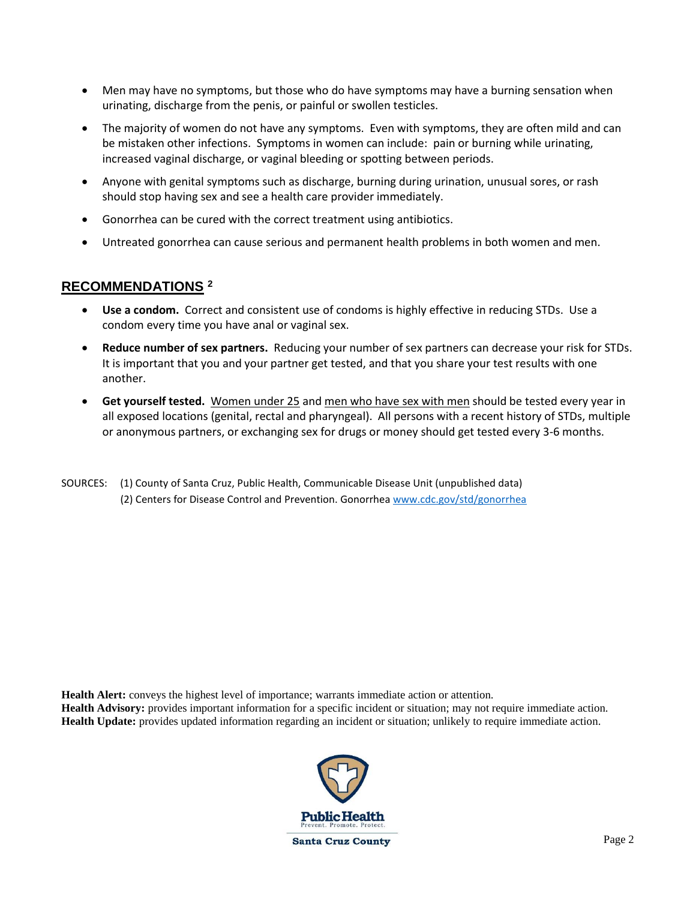- Men may have no symptoms, but those who do have symptoms may have a burning sensation when urinating, discharge from the penis, or painful or swollen testicles.
- The majority of women do not have any symptoms. Even with symptoms, they are often mild and can be mistaken other infections. Symptoms in women can include: pain or burning while urinating, increased vaginal discharge, or vaginal bleeding or spotting between periods.
- Anyone with genital symptoms such as discharge, burning during urination, unusual sores, or rash should stop having sex and see a health care provider immediately.
- Gonorrhea can be cured with the correct treatment using antibiotics.
- Untreated gonorrhea can cause serious and permanent health problems in both women and men.

## RECOMMENDATIONS [2]

- **Use a condom.** Correct and consistent use of condoms is highly effective in reducing STDs. Use a condom every time you have anal or vaginal sex.
- **Reduce number of sex partners.** Reducing your number of sex partners can decrease your risk for STDs. It is important that you and your partner get tested, and that you share your test results with one another.
- **Get yourself tested.** Women under 25 and men who have sex with men should be tested every year in all exposed locations (genital, rectal and pharyngeal). All persons with a recent history of STDs, multiple or anonymous partners, or exchanging sex for drugs or money should get tested every 3-6 months.

SOURCES: (1) County of Santa Cruz, Public Health, Communicable Disease Unit (unpublished data)
(2) Centers for Disease Control and Prevention. Gonorrhea www.cdc.gov/std/gonorrhea

**Health Alert:** conveys the highest level of importance; warrants immediate action or attention.
**Health Advisory:** provides important information for a specific incident or situation; may not require immediate action.
**Health Update:** provides updated information regarding an incident or situation; unlikely to require immediate action.

Public Health
Prevent. Promote. Protect.
Santa Cruz County